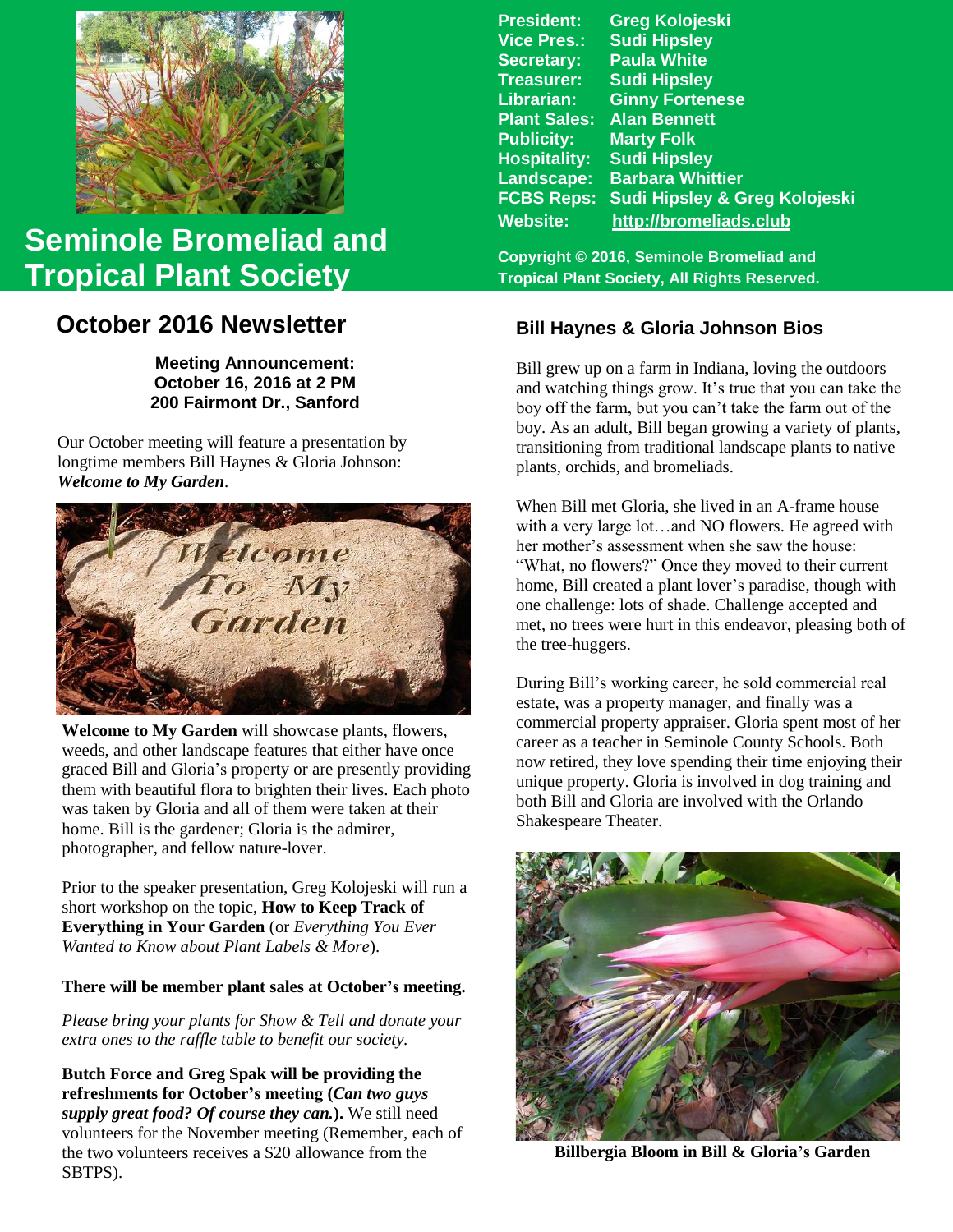# Seminole Bromeliad and Tropical Plant Society

President: Greg Kolojeski
Vice Pres.: Sudi Hipsley
Secretary: Paula White
Treasurer: Sudi Hipsley
Librarian: Ginny Fortenese
Plant Sales: Alan Bennett
Publicity: Marty Folk
Hospitality: Sudi Hipsley
Landscape: Barbara Whittier
FCBS Reps: Sudi Hipsley & Greg Kolojeski
Website: http://bromeliads.club

Copyright © 2016, Seminole Bromeliad and Tropical Plant Society, All Rights Reserved.

## October 2016 Newsletter

**Meeting Announcement:**
**October 16, 2016 at 2 PM**
**200 Fairmont Dr., Sanford**

Our October meeting will feature a presentation by longtime members Bill Haynes & Gloria Johnson: ***Welcome to My Garden***.

**Welcome to My Garden** will showcase plants, flowers, weeds, and other landscape features that either have once graced Bill and Gloria's property or are presently providing them with beautiful flora to brighten their lives. Each photo was taken by Gloria and all of them were taken at their home. Bill is the gardener; Gloria is the admirer, photographer, and fellow nature-lover.

Prior to the speaker presentation, Greg Kolojeski will run a short workshop on the topic, **How to Keep Track of Everything in Your Garden** (or *Everything You Ever Wanted to Know about Plant Labels & More*).

**There will be member plant sales at October's meeting.**

*Please bring your plants for Show & Tell and donate your extra ones to the raffle table to benefit our society.*

**Butch Force and Greg Spak will be providing the refreshments for October's meeting (*Can two guys supply great food? Of course they can.*).** We still need volunteers for the November meeting (Remember, each of the two volunteers receives a $20 allowance from the SBTPS).

### Bill Haynes & Gloria Johnson Bios

Bill grew up on a farm in Indiana, loving the outdoors and watching things grow. It's true that you can take the boy off the farm, but you can't take the farm out of the boy. As an adult, Bill began growing a variety of plants, transitioning from traditional landscape plants to native plants, orchids, and bromeliads.

When Bill met Gloria, she lived in an A-frame house with a very large lot…and NO flowers. He agreed with her mother's assessment when she saw the house: "What, no flowers?" Once they moved to their current home, Bill created a plant lover's paradise, though with one challenge: lots of shade. Challenge accepted and met, no trees were hurt in this endeavor, pleasing both of the tree-huggers.

During Bill's working career, he sold commercial real estate, was a property manager, and finally was a commercial property appraiser. Gloria spent most of her career as a teacher in Seminole County Schools. Both now retired, they love spending their time enjoying their unique property. Gloria is involved in dog training and both Bill and Gloria are involved with the Orlando Shakespeare Theater.

**Billbergia Bloom in Bill & Gloria's Garden**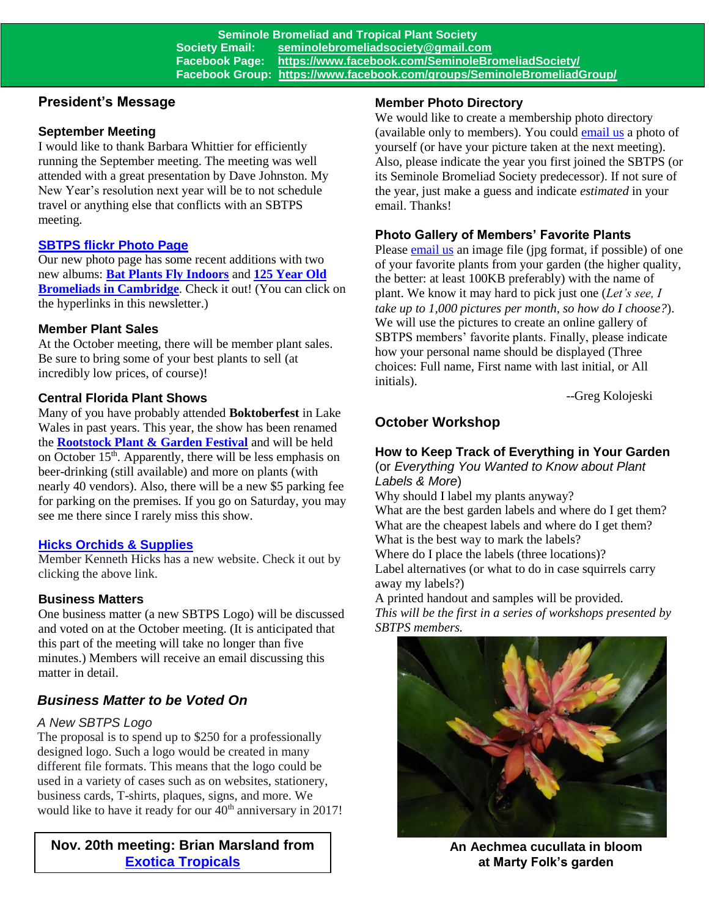**Seminole Bromeliad and Tropical Plant Society**
**Society Email:** seminolebromeliadsociety@gmail.com
**Facebook Page:** https://www.facebook.com/SeminoleBromeliadSociety/
**Facebook Group:** https://www.facebook.com/groups/SeminoleBromeliadGroup/

## President's Message

### September Meeting

I would like to thank Barbara Whittier for efficiently running the September meeting. The meeting was well attended with a great presentation by Dave Johnston. My New Year's resolution next year will be to not schedule travel or anything else that conflicts with an SBTPS meeting.

### SBTPS flickr Photo Page

Our new photo page has some recent additions with two new albums: **Bat Plants Fly Indoors** and **125 Year Old Bromeliads in Cambridge**. Check it out! (You can click on the hyperlinks in this newsletter.)

### Member Plant Sales

At the October meeting, there will be member plant sales. Be sure to bring some of your best plants to sell (at incredibly low prices, of course)!

### Central Florida Plant Shows

Many of you have probably attended **Boktoberfest** in Lake Wales in past years. This year, the show has been renamed the **Rootstock Plant & Garden Festival** and will be held on October 15th. Apparently, there will be less emphasis on beer-drinking (still available) and more on plants (with nearly 40 vendors). Also, there will be a new $5 parking fee for parking on the premises. If you go on Saturday, you may see me there since I rarely miss this show.

### Hicks Orchids & Supplies

Member Kenneth Hicks has a new website. Check it out by clicking the above link.

### Business Matters

One business matter (a new SBTPS Logo) will be discussed and voted on at the October meeting. (It is anticipated that this part of the meeting will take no longer than five minutes.) Members will receive an email discussing this matter in detail.

## *Business Matter to be Voted On*

*A New SBTPS Logo*

The proposal is to spend up to $250 for a professionally designed logo. Such a logo would be created in many different file formats. This means that the logo could be used in a variety of cases such as on websites, stationery, business cards, T-shirts, plaques, signs, and more. We would like to have it ready for our 40th anniversary in 2017!

**Nov. 20th meeting: Brian Marsland from Exotica Tropicals**

### Member Photo Directory

We would like to create a membership photo directory (available only to members). You could email us a photo of yourself (or have your picture taken at the next meeting). Also, please indicate the year you first joined the SBTPS (or its Seminole Bromeliad Society predecessor). If not sure of the year, just make a guess and indicate *estimated* in your email. Thanks!

### Photo Gallery of Members' Favorite Plants

Please email us an image file (jpg format, if possible) of one of your favorite plants from your garden (the higher quality, the better: at least 100KB preferably) with the name of plant. We know it may hard to pick just one (*Let's see, I take up to 1,000 pictures per month, so how do I choose?*). We will use the pictures to create an online gallery of SBTPS members' favorite plants. Finally, please indicate how your personal name should be displayed (Three choices: Full name, First name with last initial, or All initials).

--Greg Kolojeski

## October Workshop

### How to Keep Track of Everything in Your Garden

(or *Everything You Wanted to Know about Plant Labels & More*)

Why should I label my plants anyway?
What are the best garden labels and where do I get them?
What are the cheapest labels and where do I get them?
What is the best way to mark the labels?
Where do I place the labels (three locations)?
Label alternatives (or what to do in case squirrels carry away my labels?)
A printed handout and samples will be provided.
*This will be the first in a series of workshops presented by SBTPS members.*

**An Aechmea cucullata in bloom at Marty Folk's garden**